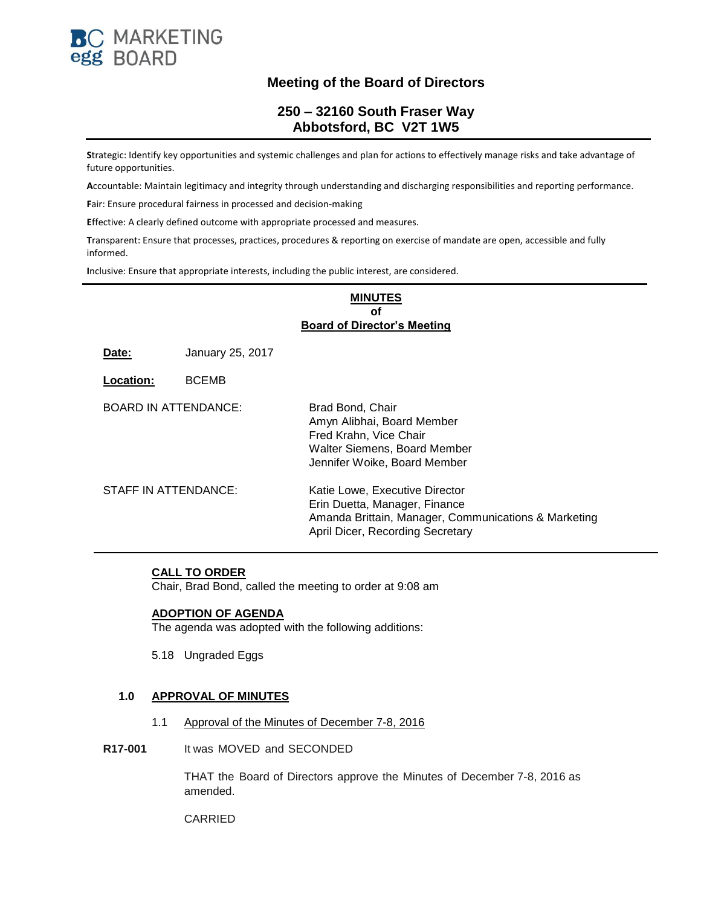**BC egg MARKETING BOARD**

## Meeting of the Board of Directors

### 250 – 32160 South Fraser Way
### Abbotsford, BC V2T 1W5

**S**trategic: Identify key opportunities and systemic challenges and plan for actions to effectively manage risks and take advantage of future opportunities.

**A**ccountable: Maintain legitimacy and integrity through understanding and discharging responsibilities and reporting performance.

**F**air: Ensure procedural fairness in processed and decision-making

**E**ffective: A clearly defined outcome with appropriate processed and measures.

**T**ransparent: Ensure that processes, practices, procedures & reporting on exercise of mandate are open, accessible and fully informed.

**I**nclusive: Ensure that appropriate interests, including the public interest, are considered.

---

**MINUTES**
**of**
**Board of Director's Meeting**

**Date:** January 25, 2017

**Location:** BCEMB

BOARD IN ATTENDANCE:
Brad Bond, Chair
Amyn Alibhai, Board Member
Fred Krahn, Vice Chair
Walter Siemens, Board Member
Jennifer Woike, Board Member

STAFF IN ATTENDANCE:
Katie Lowe, Executive Director
Erin Duetta, Manager, Finance
Amanda Brittain, Manager, Communications & Marketing
April Dicer, Recording Secretary

---

**CALL TO ORDER**

Chair, Brad Bond, called the meeting to order at 9:08 am

**ADOPTION OF AGENDA**

The agenda was adopted with the following additions:

5.18 Ungraded Eggs

**1.0 APPROVAL OF MINUTES**

1.1 Approval of the Minutes of December 7-8, 2016

**R17-001** It was MOVED and SECONDED

THAT the Board of Directors approve the Minutes of December 7-8, 2016 as amended.

CARRIED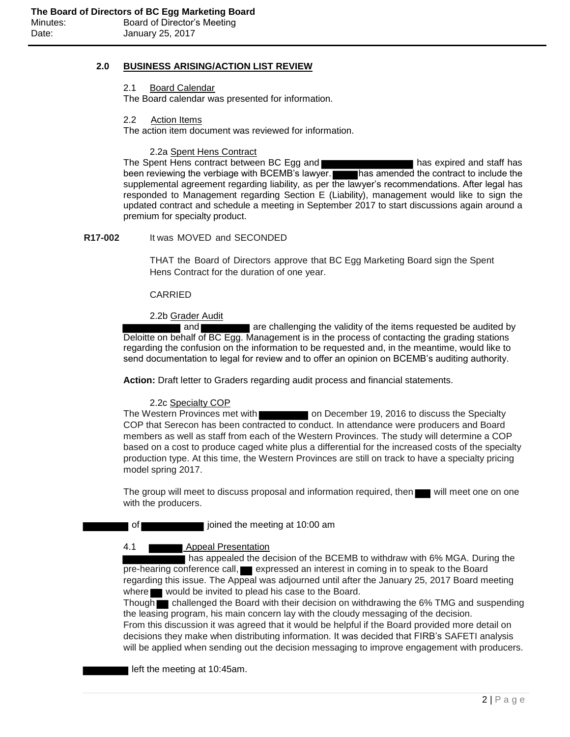## 2.0 BUSINESS ARISING/ACTION LIST REVIEW

2.1 Board Calendar

The Board calendar was presented for information.

2.2 Action Items

The action item document was reviewed for information.

2.2a Spent Hens Contract

The Spent Hens contract between BC Egg and ██████████ has expired and staff has been reviewing the verbiage with BCEMB's lawyer. ███ has amended the contract to include the supplemental agreement regarding liability, as per the lawyer's recommendations. After legal has responded to Management regarding Section E (Liability), management would like to sign the updated contract and schedule a meeting in September 2017 to start discussions again around a premium for specialty product.

**R17-002** It was MOVED and SECONDED

THAT the Board of Directors approve that BC Egg Marketing Board sign the Spent Hens Contract for the duration of one year.

CARRIED

2.2b Grader Audit

██████ and █████ are challenging the validity of the items requested be audited by Deloitte on behalf of BC Egg. Management is in the process of contacting the grading stations regarding the confusion on the information to be requested and, in the meantime, would like to send documentation to legal for review and to offer an opinion on BCEMB's auditing authority.

**Action:** Draft letter to Graders regarding audit process and financial statements.

2.2c Specialty COP

The Western Provinces met with █████ on December 19, 2016 to discuss the Specialty COP that Serecon has been contracted to conduct. In attendance were producers and Board members as well as staff from each of the Western Provinces. The study will determine a COP based on a cost to produce caged white plus a differential for the increased costs of the specialty production type. At this time, the Western Provinces are still on track to have a specialty pricing model spring 2017.

The group will meet to discuss proposal and information required, then ██ will meet one on one with the producers.

█████ of ██████ joined the meeting at 10:00 am

4.1 ████ Appeal Presentation

██████ has appealed the decision of the BCEMB to withdraw with 6% MGA. During the pre-hearing conference call, ██ expressed an interest in coming in to speak to the Board regarding this issue. The Appeal was adjourned until after the January 25, 2017 Board meeting where ██ would be invited to plead his case to the Board.

Though ██ challenged the Board with their decision on withdrawing the 6% TMG and suspending the leasing program, his main concern lay with the cloudy messaging of the decision.

From this discussion it was agreed that it would be helpful if the Board provided more detail on decisions they make when distributing information. It was decided that FIRB's SAFETI analysis will be applied when sending out the decision messaging to improve engagement with producers.

█████ left the meeting at 10:45am.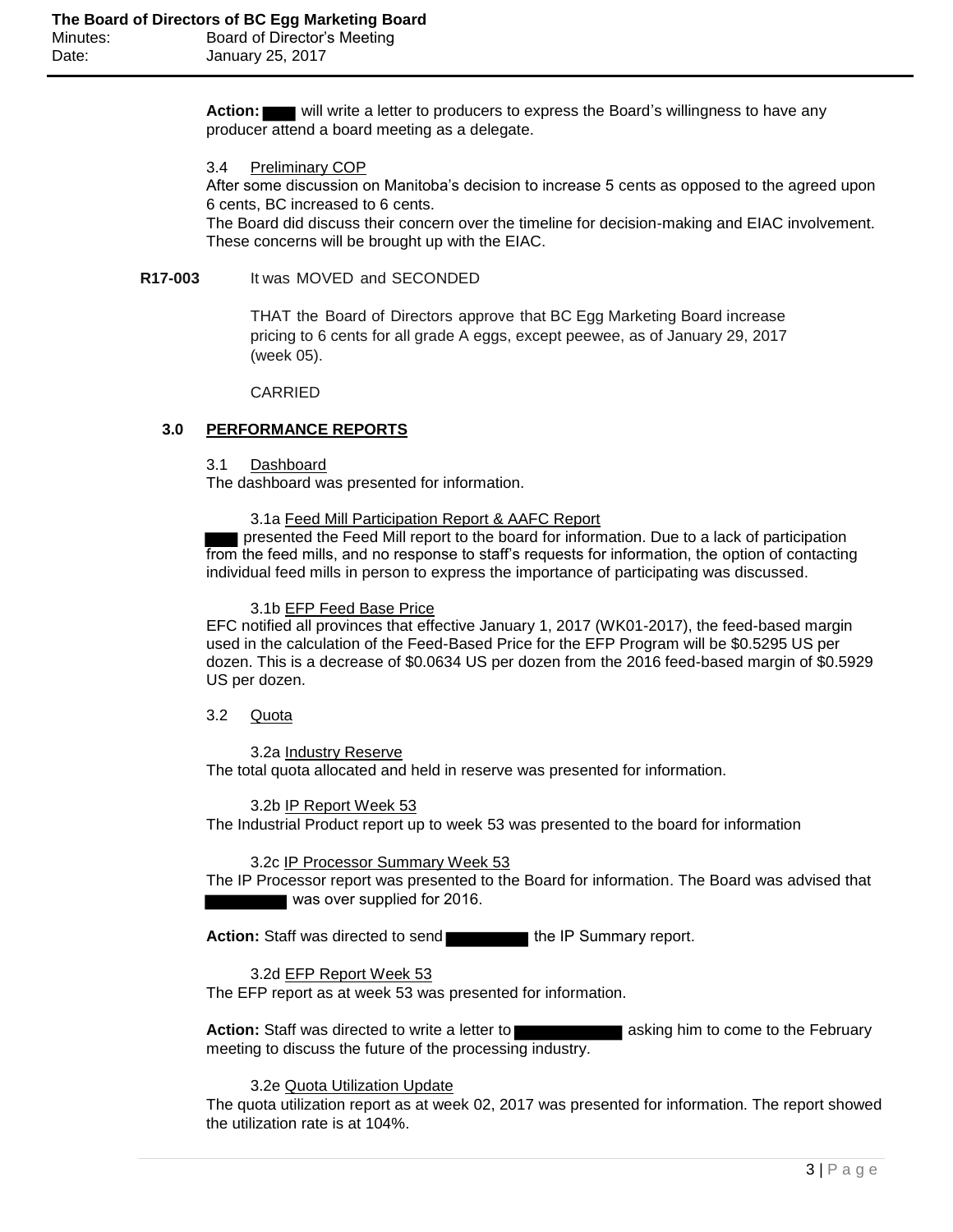**Action:** ███ will write a letter to producers to express the Board's willingness to have any producer attend a board meeting as a delegate.

3.4 Preliminary COP

After some discussion on Manitoba's decision to increase 5 cents as opposed to the agreed upon 6 cents, BC increased to 6 cents.

The Board did discuss their concern over the timeline for decision-making and EIAC involvement. These concerns will be brought up with the EIAC.

**R17-003** It was MOVED and SECONDED

THAT the Board of Directors approve that BC Egg Marketing Board increase pricing to 6 cents for all grade A eggs, except peewee, as of January 29, 2017 (week 05).

CARRIED

## 3.0 PERFORMANCE REPORTS

3.1 Dashboard

The dashboard was presented for information.

3.1a Feed Mill Participation Report & AAFC Report

███ presented the Feed Mill report to the board for information. Due to a lack of participation from the feed mills, and no response to staff's requests for information, the option of contacting individual feed mills in person to express the importance of participating was discussed.

3.1b EFP Feed Base Price

EFC notified all provinces that effective January 1, 2017 (WK01-2017), the feed-based margin used in the calculation of the Feed-Based Price for the EFP Program will be $0.5295 US per dozen. This is a decrease of $0.0634 US per dozen from the 2016 feed-based margin of $0.5929 US per dozen.

3.2 Quota

3.2a Industry Reserve

The total quota allocated and held in reserve was presented for information.

3.2b IP Report Week 53

The Industrial Product report up to week 53 was presented to the board for information

3.2c IP Processor Summary Week 53

The IP Processor report was presented to the Board for information. The Board was advised that ███ was over supplied for 2016.

**Action:** Staff was directed to send ███ the IP Summary report.

3.2d EFP Report Week 53

The EFP report as at week 53 was presented for information.

**Action:** Staff was directed to write a letter to ███ asking him to come to the February meeting to discuss the future of the processing industry.

3.2e Quota Utilization Update

The quota utilization report as at week 02, 2017 was presented for information. The report showed the utilization rate is at 104%.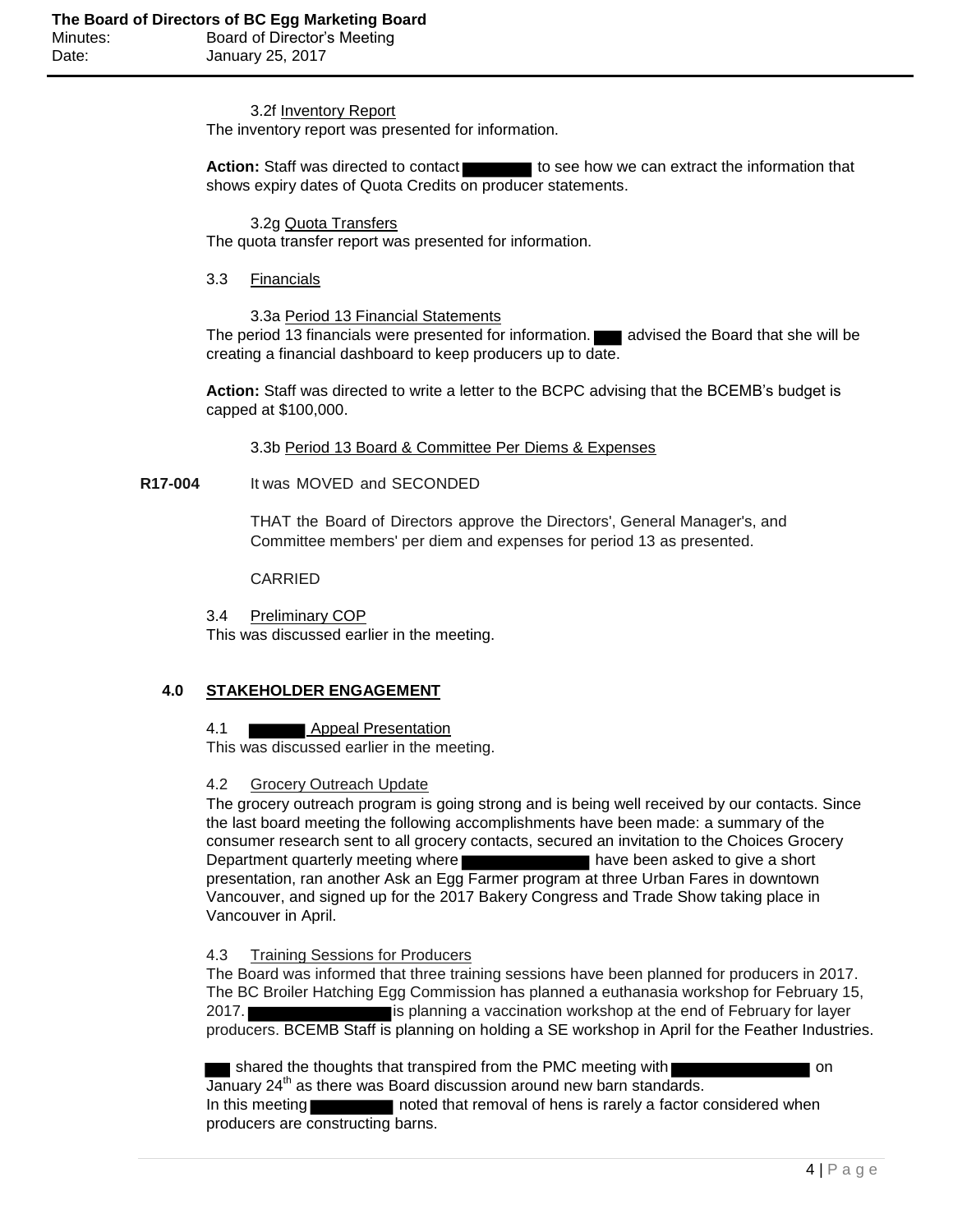3.2f Inventory Report

The inventory report was presented for information.

**Action:** Staff was directed to contact ███████ to see how we can extract the information that shows expiry dates of Quota Credits on producer statements.

3.2g Quota Transfers

The quota transfer report was presented for information.

3.3 Financials

3.3a Period 13 Financial Statements

The period 13 financials were presented for information. ███ advised the Board that she will be creating a financial dashboard to keep producers up to date.

**Action:** Staff was directed to write a letter to the BCPC advising that the BCEMB's budget is capped at $100,000.

3.3b Period 13 Board & Committee Per Diems & Expenses

**R17-004** It was MOVED and SECONDED

THAT the Board of Directors approve the Directors', General Manager's, and Committee members' per diem and expenses for period 13 as presented.

CARRIED

3.4 Preliminary COP

This was discussed earlier in the meeting.

## 4.0 STAKEHOLDER ENGAGEMENT

4.1 ██████ Appeal Presentation

This was discussed earlier in the meeting.

4.2 Grocery Outreach Update

The grocery outreach program is going strong and is being well received by our contacts. Since the last board meeting the following accomplishments have been made: a summary of the consumer research sent to all grocery contacts, secured an invitation to the Choices Grocery Department quarterly meeting where ████████████ have been asked to give a short presentation, ran another Ask an Egg Farmer program at three Urban Fares in downtown Vancouver, and signed up for the 2017 Bakery Congress and Trade Show taking place in Vancouver in April.

4.3 Training Sessions for Producers

The Board was informed that three training sessions have been planned for producers in 2017. The BC Broiler Hatching Egg Commission has planned a euthanasia workshop for February 15, 2017. ██████████████ is planning a vaccination workshop at the end of February for layer producers. BCEMB Staff is planning on holding a SE workshop in April for the Feather Industries.

███ shared the thoughts that transpired from the PMC meeting with ██████████████ on January 24th as there was Board discussion around new barn standards.

In this meeting ████████ noted that removal of hens is rarely a factor considered when producers are constructing barns.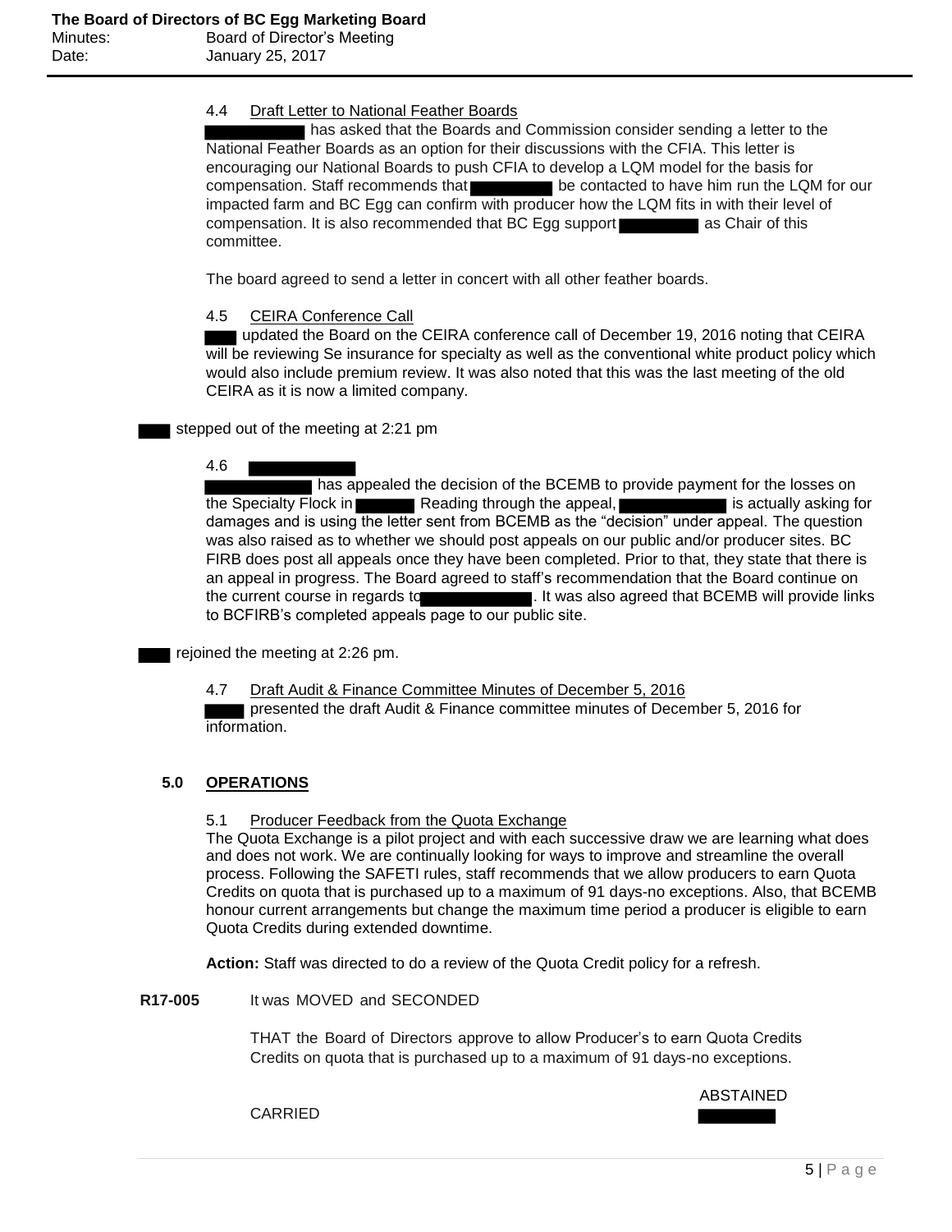4.4 Draft Letter to National Feather Boards

[REDACTED] has asked that the Boards and Commission consider sending a letter to the National Feather Boards as an option for their discussions with the CFIA. This letter is encouraging our National Boards to push CFIA to develop a LQM model for the basis for compensation. Staff recommends that [REDACTED] be contacted to have him run the LQM for our impacted farm and BC Egg can confirm with producer how the LQM fits in with their level of compensation. It is also recommended that BC Egg support [REDACTED] as Chair of this committee.

The board agreed to send a letter in concert with all other feather boards.

4.5 CEIRA Conference Call

[REDACTED] updated the Board on the CEIRA conference call of December 19, 2016 noting that CEIRA will be reviewing Se insurance for specialty as well as the conventional white product policy which would also include premium review. It was also noted that this was the last meeting of the old CEIRA as it is now a limited company.

[REDACTED] stepped out of the meeting at 2:21 pm

4.6 [REDACTED]

[REDACTED] has appealed the decision of the BCEMB to provide payment for the losses on the Specialty Flock in [REDACTED] Reading through the appeal, [REDACTED] is actually asking for damages and is using the letter sent from BCEMB as the "decision" under appeal. The question was also raised as to whether we should post appeals on our public and/or producer sites. BC FIRB does post all appeals once they have been completed. Prior to that, they state that there is an appeal in progress. The Board agreed to staff's recommendation that the Board continue on the current course in regards to [REDACTED]. It was also agreed that BCEMB will provide links to BCFIRB's completed appeals page to our public site.

[REDACTED] rejoined the meeting at 2:26 pm.

4.7 Draft Audit & Finance Committee Minutes of December 5, 2016

[REDACTED] presented the draft Audit & Finance committee minutes of December 5, 2016 for information.

## 5.0 OPERATIONS

5.1 Producer Feedback from the Quota Exchange

The Quota Exchange is a pilot project and with each successive draw we are learning what does and does not work. We are continually looking for ways to improve and streamline the overall process. Following the SAFETI rules, staff recommends that we allow producers to earn Quota Credits on quota that is purchased up to a maximum of 91 days-no exceptions. Also, that BCEMB honour current arrangements but change the maximum time period a producer is eligible to earn Quota Credits during extended downtime.

**Action:** Staff was directed to do a review of the Quota Credit policy for a refresh.

**R17-005** It was MOVED and SECONDED

THAT the Board of Directors approve to allow Producer's to earn Quota Credits Credits on quota that is purchased up to a maximum of 91 days-no exceptions.

CARRIED

ABSTAINED
[REDACTED]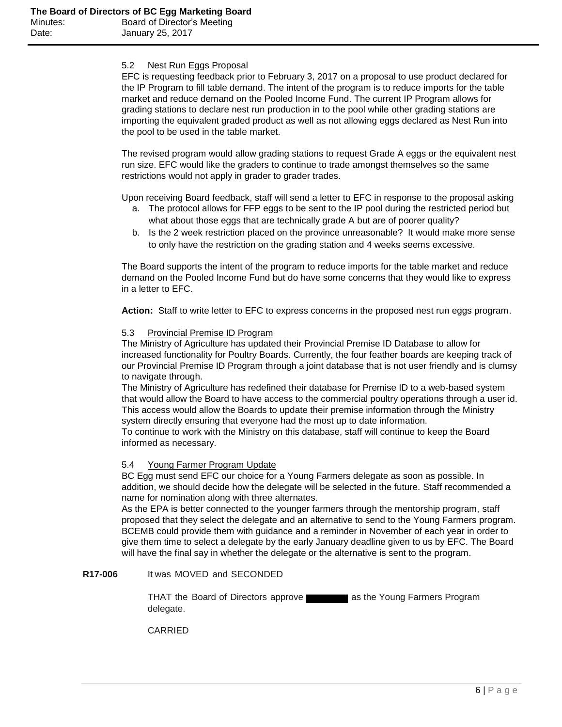### 5.2 Nest Run Eggs Proposal

EFC is requesting feedback prior to February 3, 2017 on a proposal to use product declared for the IP Program to fill table demand. The intent of the program is to reduce imports for the table market and reduce demand on the Pooled Income Fund. The current IP Program allows for grading stations to declare nest run production in to the pool while other grading stations are importing the equivalent graded product as well as not allowing eggs declared as Nest Run into the pool to be used in the table market.

The revised program would allow grading stations to request Grade A eggs or the equivalent nest run size. EFC would like the graders to continue to trade amongst themselves so the same restrictions would not apply in grader to grader trades.

Upon receiving Board feedback, staff will send a letter to EFC in response to the proposal asking

a. The protocol allows for FFP eggs to be sent to the IP pool during the restricted period but what about those eggs that are technically grade A but are of poorer quality?
b. Is the 2 week restriction placed on the province unreasonable? It would make more sense to only have the restriction on the grading station and 4 weeks seems excessive.

The Board supports the intent of the program to reduce imports for the table market and reduce demand on the Pooled Income Fund but do have some concerns that they would like to express in a letter to EFC.

**Action:** Staff to write letter to EFC to express concerns in the proposed nest run eggs program.

### 5.3 Provincial Premise ID Program

The Ministry of Agriculture has updated their Provincial Premise ID Database to allow for increased functionality for Poultry Boards. Currently, the four feather boards are keeping track of our Provincial Premise ID Program through a joint database that is not user friendly and is clumsy to navigate through.

The Ministry of Agriculture has redefined their database for Premise ID to a web-based system that would allow the Board to have access to the commercial poultry operations through a user id. This access would allow the Boards to update their premise information through the Ministry system directly ensuring that everyone had the most up to date information.

To continue to work with the Ministry on this database, staff will continue to keep the Board informed as necessary.

### 5.4 Young Farmer Program Update

BC Egg must send EFC our choice for a Young Farmers delegate as soon as possible. In addition, we should decide how the delegate will be selected in the future. Staff recommended a name for nomination along with three alternates.

As the EPA is better connected to the younger farmers through the mentorship program, staff proposed that they select the delegate and an alternative to send to the Young Farmers program. BCEMB could provide them with guidance and a reminder in November of each year in order to give them time to select a delegate by the early January deadline given to us by EFC. The Board will have the final say in whether the delegate or the alternative is sent to the program.

**R17-006** It was MOVED and SECONDED

THAT the Board of Directors approve ██████ as the Young Farmers Program delegate.

CARRIED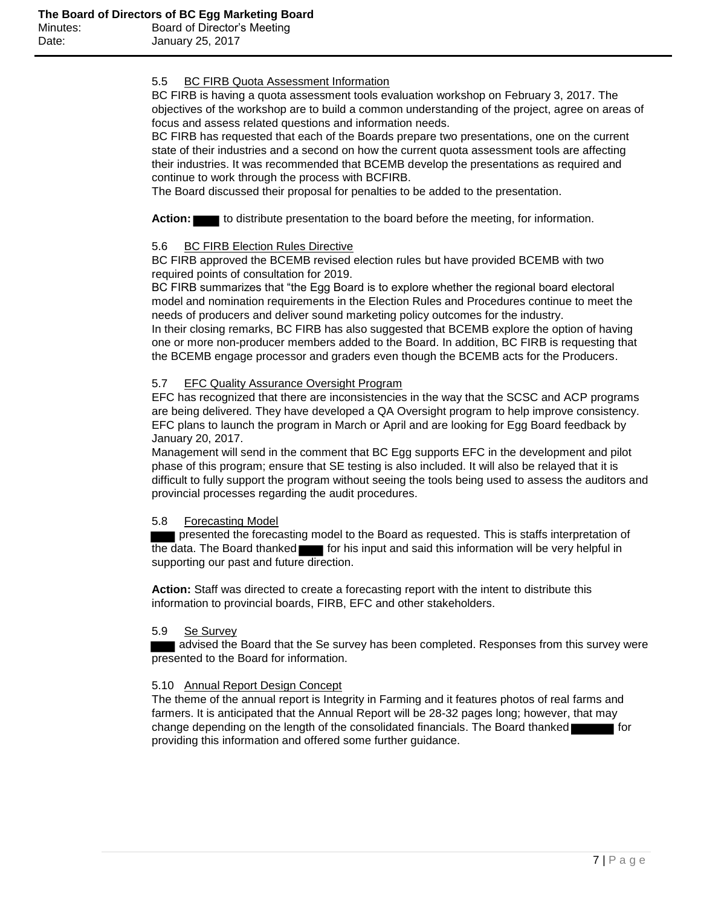### 5.5 BC FIRB Quota Assessment Information

BC FIRB is having a quota assessment tools evaluation workshop on February 3, 2017. The objectives of the workshop are to build a common understanding of the project, agree on areas of focus and assess related questions and information needs.

BC FIRB has requested that each of the Boards prepare two presentations, one on the current state of their industries and a second on how the current quota assessment tools are affecting their industries. It was recommended that BCEMB develop the presentations as required and continue to work through the process with BCFIRB.

The Board discussed their proposal for penalties to be added to the presentation.

**Action:** ███ to distribute presentation to the board before the meeting, for information.

### 5.6 BC FIRB Election Rules Directive

BC FIRB approved the BCEMB revised election rules but have provided BCEMB with two required points of consultation for 2019.

BC FIRB summarizes that "the Egg Board is to explore whether the regional board electoral model and nomination requirements in the Election Rules and Procedures continue to meet the needs of producers and deliver sound marketing policy outcomes for the industry.

In their closing remarks, BC FIRB has also suggested that BCEMB explore the option of having one or more non-producer members added to the Board. In addition, BC FIRB is requesting that the BCEMB engage processor and graders even though the BCEMB acts for the Producers.

### 5.7 EFC Quality Assurance Oversight Program

EFC has recognized that there are inconsistencies in the way that the SCSC and ACP programs are being delivered. They have developed a QA Oversight program to help improve consistency. EFC plans to launch the program in March or April and are looking for Egg Board feedback by January 20, 2017.

Management will send in the comment that BC Egg supports EFC in the development and pilot phase of this program; ensure that SE testing is also included. It will also be relayed that it is difficult to fully support the program without seeing the tools being used to assess the auditors and provincial processes regarding the audit procedures.

### 5.8 Forecasting Model

███ presented the forecasting model to the Board as requested. This is staffs interpretation of the data. The Board thanked ███ for his input and said this information will be very helpful in supporting our past and future direction.

**Action:** Staff was directed to create a forecasting report with the intent to distribute this information to provincial boards, FIRB, EFC and other stakeholders.

### 5.9 Se Survey

███ advised the Board that the Se survey has been completed. Responses from this survey were presented to the Board for information.

### 5.10 Annual Report Design Concept

The theme of the annual report is Integrity in Farming and it features photos of real farms and farmers. It is anticipated that the Annual Report will be 28-32 pages long; however, that may change depending on the length of the consolidated financials. The Board thanked ███ for providing this information and offered some further guidance.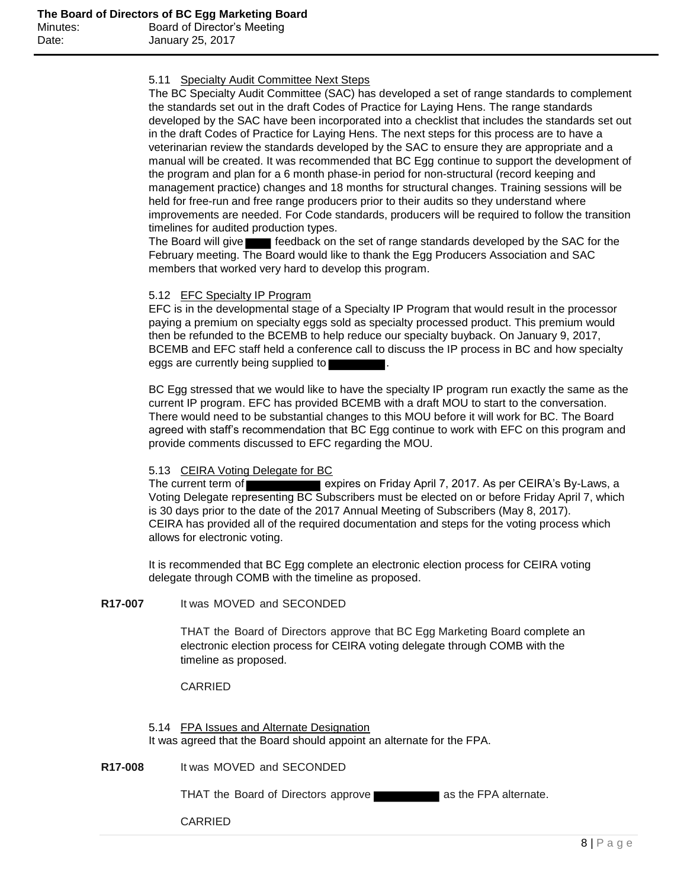### 5.11 Specialty Audit Committee Next Steps

The BC Specialty Audit Committee (SAC) has developed a set of range standards to complement the standards set out in the draft Codes of Practice for Laying Hens. The range standards developed by the SAC have been incorporated into a checklist that includes the standards set out in the draft Codes of Practice for Laying Hens. The next steps for this process are to have a veterinarian review the standards developed by the SAC to ensure they are appropriate and a manual will be created. It was recommended that BC Egg continue to support the development of the program and plan for a 6 month phase-in period for non-structural (record keeping and management practice) changes and 18 months for structural changes. Training sessions will be held for free-run and free range producers prior to their audits so they understand where improvements are needed. For Code standards, producers will be required to follow the transition timelines for audited production types.

The Board will give ████ feedback on the set of range standards developed by the SAC for the February meeting. The Board would like to thank the Egg Producers Association and SAC members that worked very hard to develop this program.

### 5.12 EFC Specialty IP Program

EFC is in the developmental stage of a Specialty IP Program that would result in the processor paying a premium on specialty eggs sold as specialty processed product. This premium would then be refunded to the BCEMB to help reduce our specialty buyback. On January 9, 2017, BCEMB and EFC staff held a conference call to discuss the IP process in BC and how specialty eggs are currently being supplied to ████████.

BC Egg stressed that we would like to have the specialty IP program run exactly the same as the current IP program. EFC has provided BCEMB with a draft MOU to start to the conversation. There would need to be substantial changes to this MOU before it will work for BC. The Board agreed with staff's recommendation that BC Egg continue to work with EFC on this program and provide comments discussed to EFC regarding the MOU.

### 5.13 CEIRA Voting Delegate for BC

The current term of ██████████ expires on Friday April 7, 2017. As per CEIRA's By-Laws, a Voting Delegate representing BC Subscribers must be elected on or before Friday April 7, which is 30 days prior to the date of the 2017 Annual Meeting of Subscribers (May 8, 2017). CEIRA has provided all of the required documentation and steps for the voting process which allows for electronic voting.

It is recommended that BC Egg complete an electronic election process for CEIRA voting delegate through COMB with the timeline as proposed.

**R17-007** It was MOVED and SECONDED

THAT the Board of Directors approve that BC Egg Marketing Board complete an electronic election process for CEIRA voting delegate through COMB with the timeline as proposed.

CARRIED

### 5.14 FPA Issues and Alternate Designation

It was agreed that the Board should appoint an alternate for the FPA.

**R17-008** It was MOVED and SECONDED

THAT the Board of Directors approve ██████████ as the FPA alternate.

CARRIED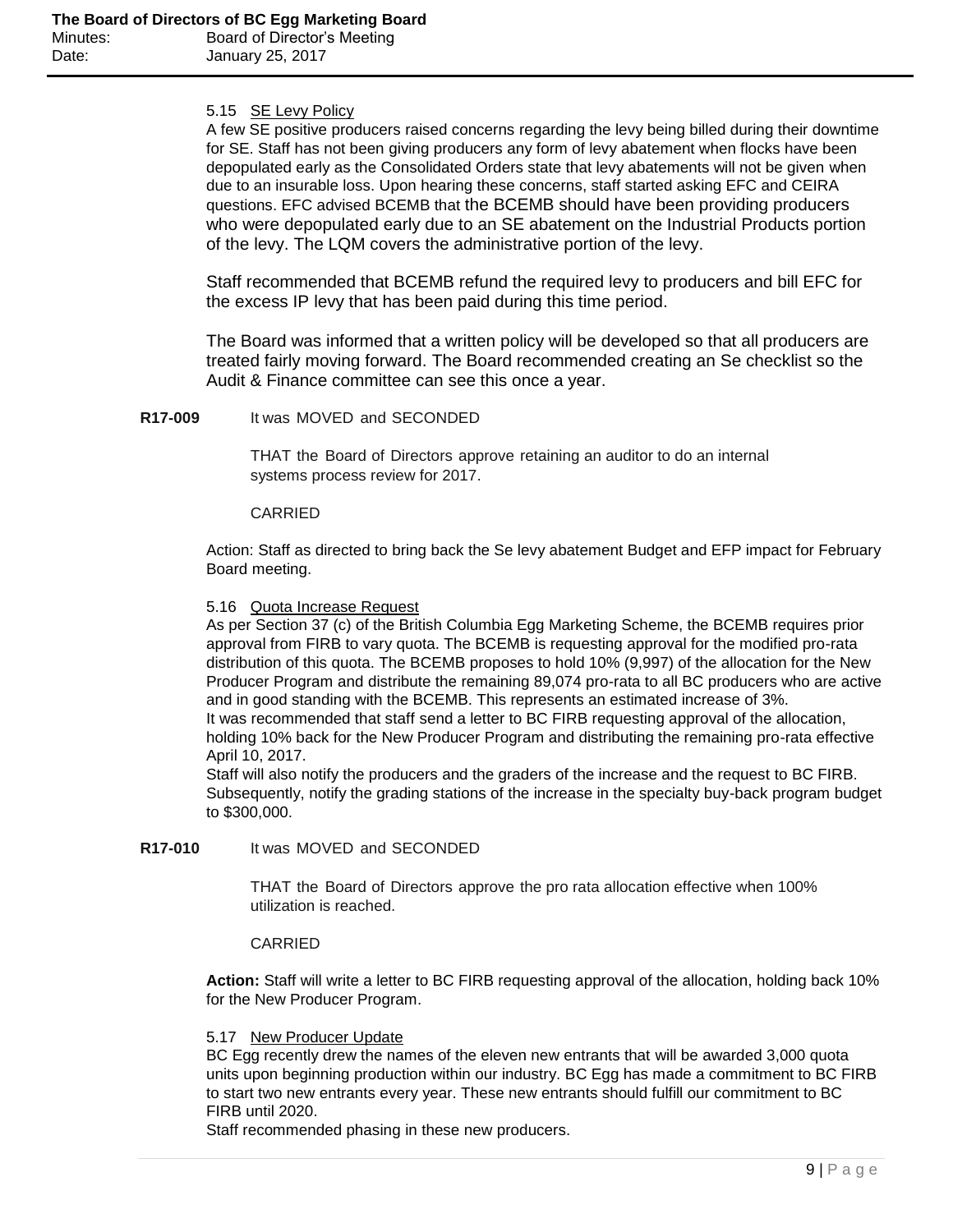5.15 SE Levy Policy

A few SE positive producers raised concerns regarding the levy being billed during their downtime for SE. Staff has not been giving producers any form of levy abatement when flocks have been depopulated early as the Consolidated Orders state that levy abatements will not be given when due to an insurable loss. Upon hearing these concerns, staff started asking EFC and CEIRA questions. EFC advised BCEMB that the BCEMB should have been providing producers who were depopulated early due to an SE abatement on the Industrial Products portion of the levy. The LQM covers the administrative portion of the levy.

Staff recommended that BCEMB refund the required levy to producers and bill EFC for the excess IP levy that has been paid during this time period.

The Board was informed that a written policy will be developed so that all producers are treated fairly moving forward. The Board recommended creating an Se checklist so the Audit & Finance committee can see this once a year.

**R17-009** It was MOVED and SECONDED

THAT the Board of Directors approve retaining an auditor to do an internal systems process review for 2017.

CARRIED

Action: Staff as directed to bring back the Se levy abatement Budget and EFP impact for February Board meeting.

5.16 Quota Increase Request

As per Section 37 (c) of the British Columbia Egg Marketing Scheme, the BCEMB requires prior approval from FIRB to vary quota. The BCEMB is requesting approval for the modified pro-rata distribution of this quota. The BCEMB proposes to hold 10% (9,997) of the allocation for the New Producer Program and distribute the remaining 89,074 pro-rata to all BC producers who are active and in good standing with the BCEMB. This represents an estimated increase of 3%.
It was recommended that staff send a letter to BC FIRB requesting approval of the allocation, holding 10% back for the New Producer Program and distributing the remaining pro-rata effective April 10, 2017.
Staff will also notify the producers and the graders of the increase and the request to BC FIRB. Subsequently, notify the grading stations of the increase in the specialty buy-back program budget to $300,000.

**R17-010** It was MOVED and SECONDED

THAT the Board of Directors approve the pro rata allocation effective when 100% utilization is reached.

CARRIED

**Action:** Staff will write a letter to BC FIRB requesting approval of the allocation, holding back 10% for the New Producer Program.

5.17 New Producer Update

BC Egg recently drew the names of the eleven new entrants that will be awarded 3,000 quota units upon beginning production within our industry. BC Egg has made a commitment to BC FIRB to start two new entrants every year. These new entrants should fulfill our commitment to BC FIRB until 2020.
Staff recommended phasing in these new producers.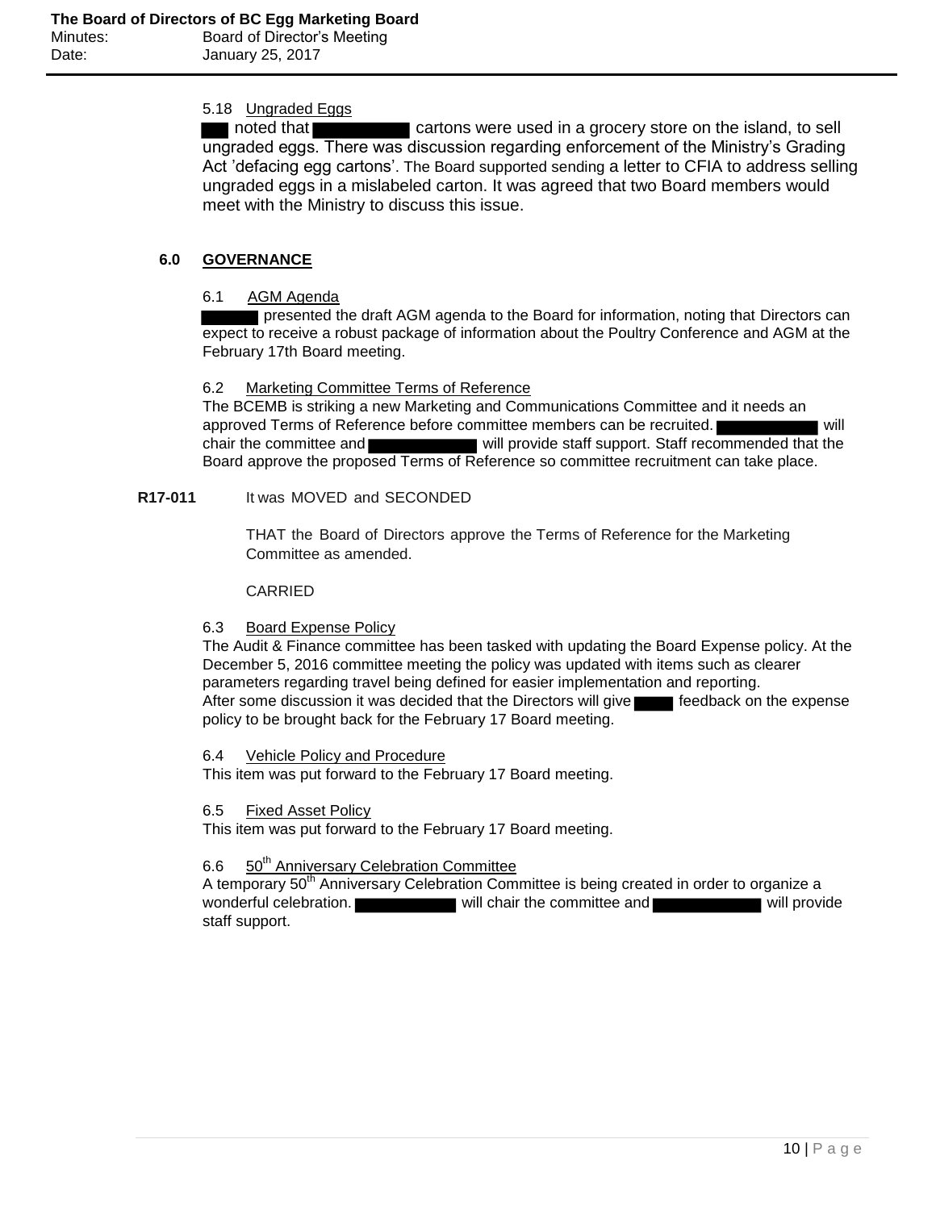5.18 Ungraded Eggs

██ noted that ████████ cartons were used in a grocery store on the island, to sell ungraded eggs. There was discussion regarding enforcement of the Ministry's Grading Act 'defacing egg cartons'. The Board supported sending a letter to CFIA to address selling ungraded eggs in a mislabeled carton. It was agreed that two Board members would meet with the Ministry to discuss this issue.

## 6.0 GOVERNANCE

6.1 AGM Agenda

████ presented the draft AGM agenda to the Board for information, noting that Directors can expect to receive a robust package of information about the Poultry Conference and AGM at the February 17th Board meeting.

6.2 Marketing Committee Terms of Reference

The BCEMB is striking a new Marketing and Communications Committee and it needs an approved Terms of Reference before committee members can be recruited. ████████ will chair the committee and ████████ will provide staff support. Staff recommended that the Board approve the proposed Terms of Reference so committee recruitment can take place.

**R17-011** It was MOVED and SECONDED

THAT the Board of Directors approve the Terms of Reference for the Marketing Committee as amended.

CARRIED

6.3 Board Expense Policy

The Audit & Finance committee has been tasked with updating the Board Expense policy. At the December 5, 2016 committee meeting the policy was updated with items such as clearer parameters regarding travel being defined for easier implementation and reporting.

After some discussion it was decided that the Directors will give ███ feedback on the expense policy to be brought back for the February 17 Board meeting.

6.4 Vehicle Policy and Procedure

This item was put forward to the February 17 Board meeting.

6.5 Fixed Asset Policy

This item was put forward to the February 17 Board meeting.

6.6 50th Anniversary Celebration Committee

A temporary 50th Anniversary Celebration Committee is being created in order to organize a wonderful celebration. ████████ will chair the committee and ████████ will provide staff support.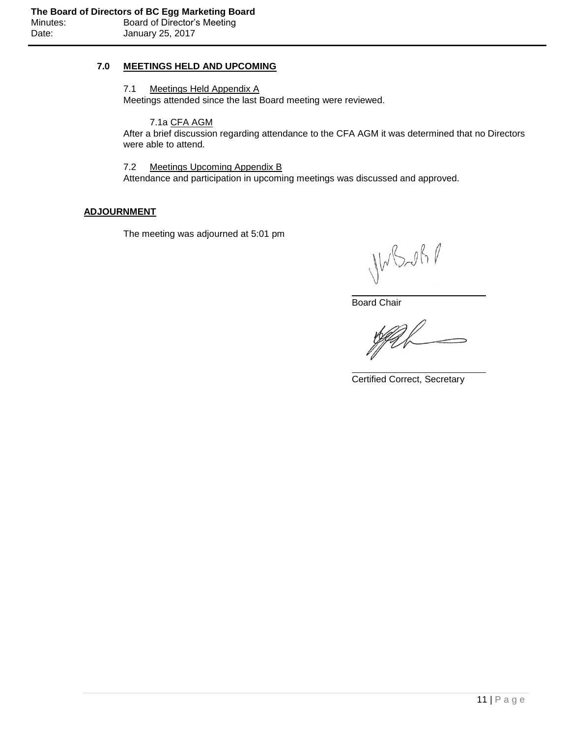**7.0 MEETINGS HELD AND UPCOMING**

7.1 Meetings Held Appendix A

Meetings attended since the last Board meeting were reviewed.

7.1a CFA AGM

After a brief discussion regarding attendance to the CFA AGM it was determined that no Directors were able to attend.

7.2 Meetings Upcoming Appendix B

Attendance and participation in upcoming meetings was discussed and approved.

**ADJOURNMENT**

The meeting was adjourned at 5:01 pm

Board Chair

Certified Correct, Secretary